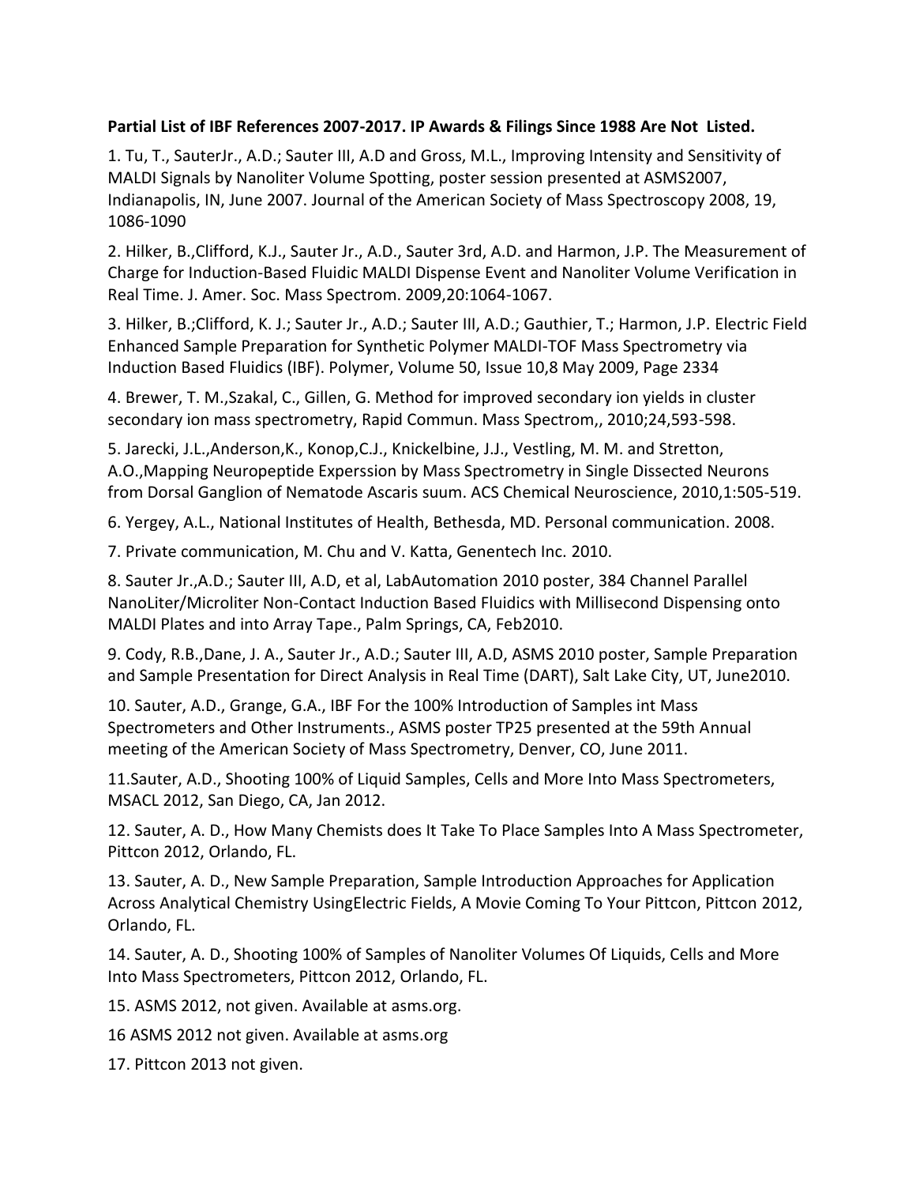**Partial List of IBF References 2007-2017. IP Awards & Filings Since 1988 Are Not Listed.**

1. Tu, T., SauterJr., A.D.; Sauter III, A.D and Gross, M.L., Improving Intensity and Sensitivity of MALDI Signals by Nanoliter Volume Spotting, poster session presented at ASMS2007, Indianapolis, IN, June 2007. Journal of the American Society of Mass Spectroscopy 2008, 19, 1086-1090

2. Hilker, B.,Clifford, K.J., Sauter Jr., A.D., Sauter 3rd, A.D. and Harmon, J.P. The Measurement of Charge for Induction-Based Fluidic MALDI Dispense Event and Nanoliter Volume Verification in Real Time. J. Amer. Soc. Mass Spectrom. 2009,20:1064-1067.

3. Hilker, B.;Clifford, K. J.; Sauter Jr., A.D.; Sauter III, A.D.; Gauthier, T.; Harmon, J.P. Electric Field Enhanced Sample Preparation for Synthetic Polymer MALDI-TOF Mass Spectrometry via Induction Based Fluidics (IBF). Polymer, Volume 50, Issue 10,8 May 2009, Page 2334

4. Brewer, T. M.,Szakal, C., Gillen, G. Method for improved secondary ion yields in cluster secondary ion mass spectrometry, Rapid Commun. Mass Spectrom,, 2010;24,593-598.

5. Jarecki, J.L.,Anderson,K., Konop,C.J., Knickelbine, J.J., Vestling, M. M. and Stretton, A.O.,Mapping Neuropeptide Experssion by Mass Spectrometry in Single Dissected Neurons from Dorsal Ganglion of Nematode Ascaris suum. ACS Chemical Neuroscience, 2010,1:505-519.

6. Yergey, A.L., National Institutes of Health, Bethesda, MD. Personal communication. 2008.

7. Private communication, M. Chu and V. Katta, Genentech Inc. 2010.

8. Sauter Jr.,A.D.; Sauter III, A.D, et al, LabAutomation 2010 poster, 384 Channel Parallel NanoLiter/Microliter Non-Contact Induction Based Fluidics with Millisecond Dispensing onto MALDI Plates and into Array Tape., Palm Springs, CA, Feb2010.

9. Cody, R.B.,Dane, J. A., Sauter Jr., A.D.; Sauter III, A.D, ASMS 2010 poster, Sample Preparation and Sample Presentation for Direct Analysis in Real Time (DART), Salt Lake City, UT, June2010.

10. Sauter, A.D., Grange, G.A., IBF For the 100% Introduction of Samples int Mass Spectrometers and Other Instruments., ASMS poster TP25 presented at the 59th Annual meeting of the American Society of Mass Spectrometry, Denver, CO, June 2011.

11.Sauter, A.D., Shooting 100% of Liquid Samples, Cells and More Into Mass Spectrometers, MSACL 2012, San Diego, CA, Jan 2012.

12. Sauter, A. D., How Many Chemists does It Take To Place Samples Into A Mass Spectrometer, Pittcon 2012, Orlando, FL.

13. Sauter, A. D., New Sample Preparation, Sample Introduction Approaches for Application Across Analytical Chemistry UsingElectric Fields, A Movie Coming To Your Pittcon, Pittcon 2012, Orlando, FL.

14. Sauter, A. D., Shooting 100% of Samples of Nanoliter Volumes Of Liquids, Cells and More Into Mass Spectrometers, Pittcon 2012, Orlando, FL.

15. ASMS 2012, not given. Available at asms.org.

16 ASMS 2012 not given. Available at asms.org

17. Pittcon 2013 not given.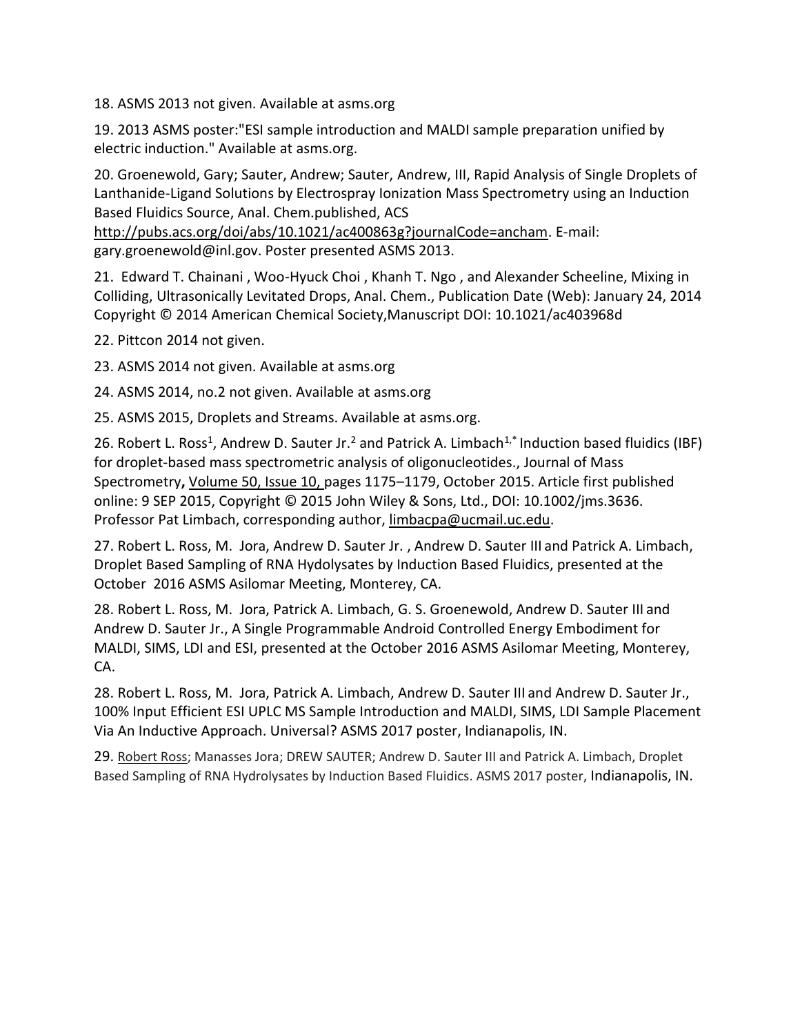18. ASMS 2013 not given. Available at asms.org

19. 2013 ASMS poster:"ESI sample introduction and MALDI sample preparation unified by electric induction." Available at asms.org.

20. Groenewold, Gary; Sauter, Andrew; Sauter, Andrew, III, Rapid Analysis of Single Droplets of Lanthanide-Ligand Solutions by Electrospray Ionization Mass Spectrometry using an Induction Based Fluidics Source, Anal. Chem.published, ACS http://pubs.acs.org/doi/abs/10.1021/ac400863g?journalCode=ancham. E-mail: gary.groenewold@inl.gov. Poster presented ASMS 2013.

21. Edward T. Chainani , Woo-Hyuck Choi , Khanh T. Ngo , and Alexander Scheeline, Mixing in Colliding, Ultrasonically Levitated Drops, Anal. Chem., Publication Date (Web): January 24, 2014 Copyright © 2014 American Chemical Society,Manuscript DOI: 10.1021/ac403968d

22. Pittcon 2014 not given.

23. ASMS 2014 not given. Available at asms.org

24. ASMS 2014, no.2 not given. Available at asms.org

25. ASMS 2015, Droplets and Streams. Available at asms.org.

26. Robert L. Ross[1], Andrew D. Sauter Jr.[2] and Patrick A. Limbach[1,*] Induction based fluidics (IBF) for droplet-based mass spectrometric analysis of oligonucleotides., Journal of Mass Spectrometry, Volume 50, Issue 10, pages 1175–1179, October 2015. Article first published online: 9 SEP 2015, Copyright © 2015 John Wiley & Sons, Ltd., DOI: 10.1002/jms.3636. Professor Pat Limbach, corresponding author, limbacpa@ucmail.uc.edu.

27. Robert L. Ross, M. Jora, Andrew D. Sauter Jr. , Andrew D. Sauter III and Patrick A. Limbach, Droplet Based Sampling of RNA Hydolysates by Induction Based Fluidics, presented at the October 2016 ASMS Asilomar Meeting, Monterey, CA.

28. Robert L. Ross, M. Jora, Patrick A. Limbach, G. S. Groenewold, Andrew D. Sauter III and Andrew D. Sauter Jr., A Single Programmable Android Controlled Energy Embodiment for MALDI, SIMS, LDI and ESI, presented at the October 2016 ASMS Asilomar Meeting, Monterey, CA.

28. Robert L. Ross, M. Jora, Patrick A. Limbach, Andrew D. Sauter III and Andrew D. Sauter Jr., 100% Input Efficient ESI UPLC MS Sample Introduction and MALDI, SIMS, LDI Sample Placement Via An Inductive Approach. Universal? ASMS 2017 poster, Indianapolis, IN.

29. Robert Ross; Manasses Jora; DREW SAUTER; Andrew D. Sauter III and Patrick A. Limbach, Droplet Based Sampling of RNA Hydrolysates by Induction Based Fluidics. ASMS 2017 poster, Indianapolis, IN.